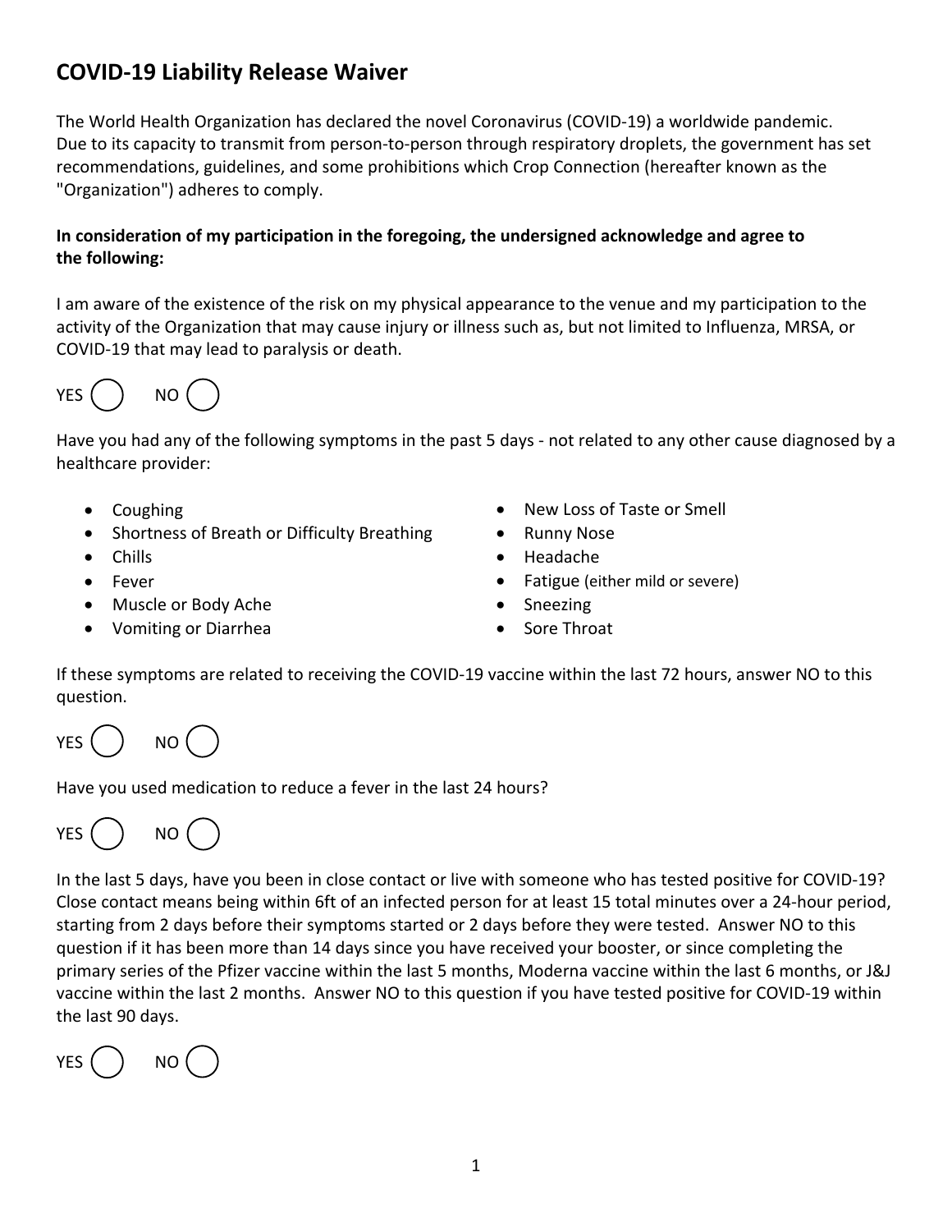# COVID-19 Liability Release Waiver

The World Health Organization has declared the novel Coronavirus (COVID-19) a worldwide pandemic. Due to its capacity to transmit from person-to-person through respiratory droplets, the government has set recommendations, guidelines, and some prohibitions which Crop Connection (hereafter known as the "Organization") adheres to comply.

**In consideration of my participation in the foregoing, the undersigned acknowledge and agree to the following:**

I am aware of the existence of the risk on my physical appearance to the venue and my participation to the activity of the Organization that may cause injury or illness such as, but not limited to Influenza, MRSA, or COVID-19 that may lead to paralysis or death.

YES ( ) NO ( )

Have you had any of the following symptoms in the past 5 days - not related to any other cause diagnosed by a healthcare provider:

- Coughing
- Shortness of Breath or Difficulty Breathing
- Chills
- Fever
- Muscle or Body Ache
- Vomiting or Diarrhea
- New Loss of Taste or Smell
- Runny Nose
- Headache
- Fatigue (either mild or severe)
- Sneezing
- Sore Throat

If these symptoms are related to receiving the COVID-19 vaccine within the last 72 hours, answer NO to this question.

YES ( ) NO ( )

Have you used medication to reduce a fever in the last 24 hours?

YES ( ) NO ( )

In the last 5 days, have you been in close contact or live with someone who has tested positive for COVID-19? Close contact means being within 6ft of an infected person for at least 15 total minutes over a 24-hour period, starting from 2 days before their symptoms started or 2 days before they were tested. Answer NO to this question if it has been more than 14 days since you have received your booster, or since completing the primary series of the Pfizer vaccine within the last 5 months, Moderna vaccine within the last 6 months, or J&J vaccine within the last 2 months. Answer NO to this question if you have tested positive for COVID-19 within the last 90 days.

YES ( ) NO ( )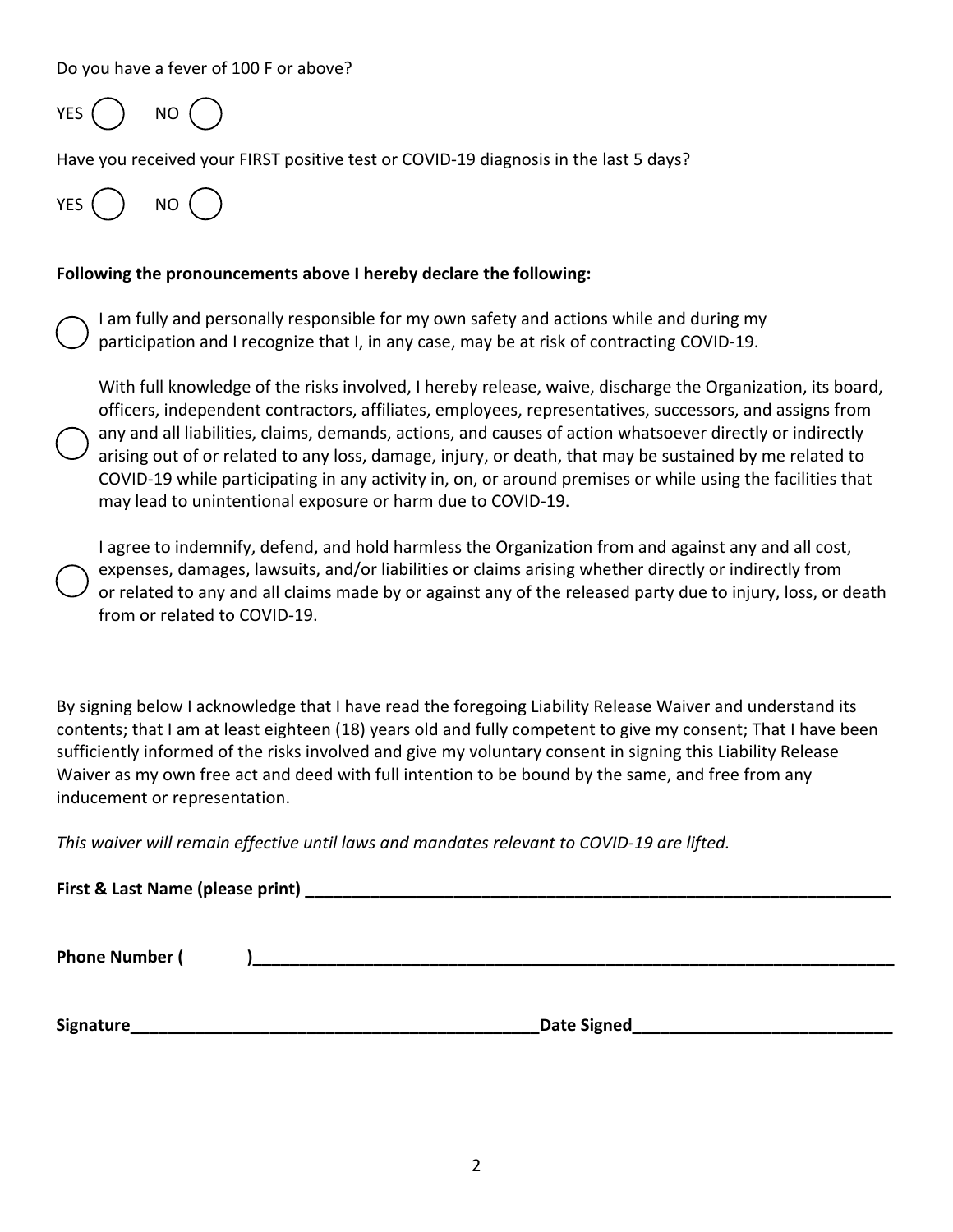Do you have a fever of 100 F or above?

YES ( ) NO ( )

Have you received your FIRST positive test or COVID-19 diagnosis in the last 5 days?

YES ( ) NO ( )

**Following the pronouncements above I hereby declare the following:**

( ) I am fully and personally responsible for my own safety and actions while and during my participation and I recognize that I, in any case, may be at risk of contracting COVID-19.

( ) With full knowledge of the risks involved, I hereby release, waive, discharge the Organization, its board, officers, independent contractors, affiliates, employees, representatives, successors, and assigns from any and all liabilities, claims, demands, actions, and causes of action whatsoever directly or indirectly arising out of or related to any loss, damage, injury, or death, that may be sustained by me related to COVID-19 while participating in any activity in, on, or around premises or while using the facilities that may lead to unintentional exposure or harm due to COVID-19.

( ) I agree to indemnify, defend, and hold harmless the Organization from and against any and all cost, expenses, damages, lawsuits, and/or liabilities or claims arising whether directly or indirectly from or related to any and all claims made by or against any of the released party due to injury, loss, or death from or related to COVID-19.

By signing below I acknowledge that I have read the foregoing Liability Release Waiver and understand its contents; that I am at least eighteen (18) years old and fully competent to give my consent; That I have been sufficiently informed of the risks involved and give my voluntary consent in signing this Liability Release Waiver as my own free act and deed with full intention to be bound by the same, and free from any inducement or representation.

*This waiver will remain effective until laws and mandates relevant to COVID-19 are lifted.*

**First & Last Name (please print)** ________________________________________________

**Phone Number (** **)**________________________________________________

**Signature**________________________________ **Date Signed**____________________